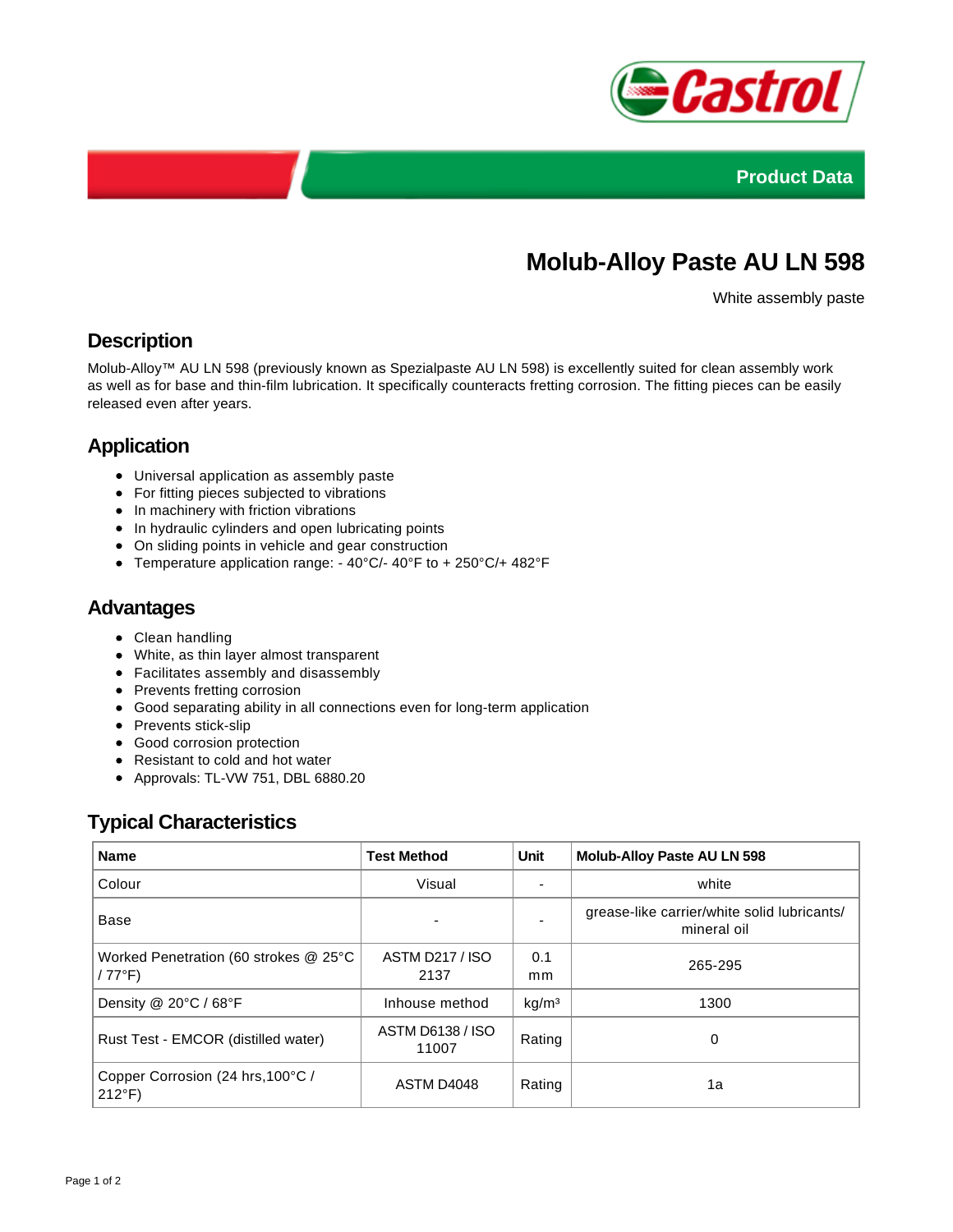Product Data

# Molub-Alloy Paste AU LN 598

White assembly paste

## Description

Molub-Alloy™ AU LN 598 (previously known as Spezialpaste AU LN 598) is excellently suited for clean assembly work as well as for base and thin-film lubrication. It specifically counteracts fretting corrosion. The fitting pieces can be easily released even after years.

## Application

- Universal application as assembly paste
- For fitting pieces subjected to vibrations
- In machinery with friction vibrations
- In hydraulic cylinders and open lubricating points
- On sliding points in vehicle and gear construction
- Temperature application range: - 40°C/- 40°F to + 250°C/+ 482°F

## Advantages

- Clean handling
- White, as thin layer almost transparent
- Facilitates assembly and disassembly
- Prevents fretting corrosion
- Good separating ability in all connections even for long-term application
- Prevents stick-slip
- Good corrosion protection
- Resistant to cold and hot water
- Approvals: TL-VW 751, DBL 6880.20

## Typical Characteristics

| Name | Test Method | Unit | Molub-Alloy Paste AU LN 598 |
| --- | --- | --- | --- |
| Colour | Visual | - | white |
| Base | - | - | grease-like carrier/white solid lubricants/ mineral oil |
| Worked Penetration (60 strokes @ 25°C / 77°F) | ASTM D217 / ISO 2137 | 0.1 mm | 265-295 |
| Density @ 20°C / 68°F | Inhouse method | kg/m³ | 1300 |
| Rust Test - EMCOR (distilled water) | ASTM D6138 / ISO 11007 | Rating | 0 |
| Copper Corrosion (24 hrs,100°C / 212°F) | ASTM D4048 | Rating | 1a |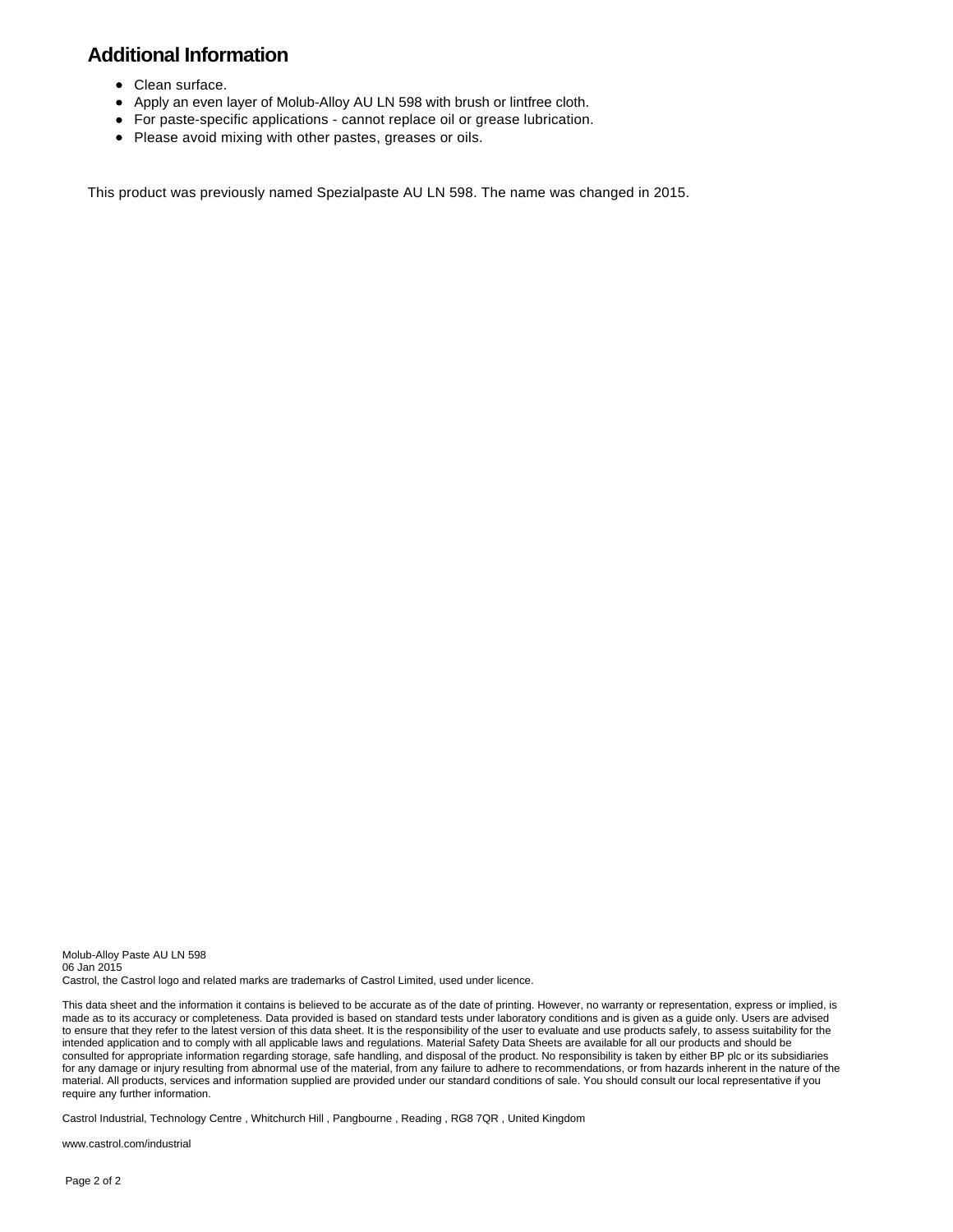## Additional Information

- Clean surface.
- Apply an even layer of Molub-Alloy AU LN 598 with brush or lintfree cloth.
- For paste-specific applications - cannot replace oil or grease lubrication.
- Please avoid mixing with other pastes, greases or oils.

This product was previously named Spezialpaste AU LN 598. The name was changed in 2015.

Molub-Alloy Paste AU LN 598
06 Jan 2015
Castrol, the Castrol logo and related marks are trademarks of Castrol Limited, used under licence.

This data sheet and the information it contains is believed to be accurate as of the date of printing. However, no warranty or representation, express or implied, is made as to its accuracy or completeness. Data provided is based on standard tests under laboratory conditions and is given as a guide only. Users are advised to ensure that they refer to the latest version of this data sheet. It is the responsibility of the user to evaluate and use products safely, to assess suitability for the intended application and to comply with all applicable laws and regulations. Material Safety Data Sheets are available for all our products and should be consulted for appropriate information regarding storage, safe handling, and disposal of the product. No responsibility is taken by either BP plc or its subsidiaries for any damage or injury resulting from abnormal use of the material, from any failure to adhere to recommendations, or from hazards inherent in the nature of the material. All products, services and information supplied are provided under our standard conditions of sale. You should consult our local representative if you require any further information.

Castrol Industrial, Technology Centre , Whitchurch Hill , Pangbourne , Reading , RG8 7QR , United Kingdom

www.castrol.com/industrial